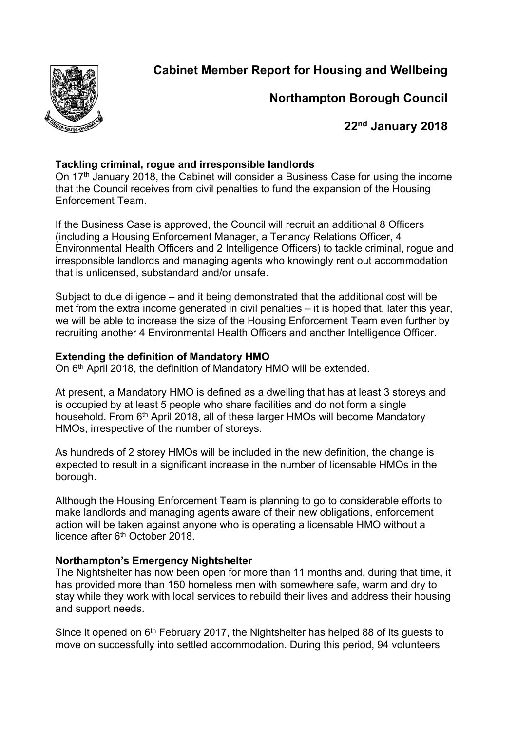# Cabinet Member Report for Housing and Wellbeing

## Northampton Borough Council

## 22nd January 2018

**Tackling criminal, rogue and irresponsible landlords**

On 17th January 2018, the Cabinet will consider a Business Case for using the income that the Council receives from civil penalties to fund the expansion of the Housing Enforcement Team.

If the Business Case is approved, the Council will recruit an additional 8 Officers (including a Housing Enforcement Manager, a Tenancy Relations Officer, 4 Environmental Health Officers and 2 Intelligence Officers) to tackle criminal, rogue and irresponsible landlords and managing agents who knowingly rent out accommodation that is unlicensed, substandard and/or unsafe.

Subject to due diligence – and it being demonstrated that the additional cost will be met from the extra income generated in civil penalties – it is hoped that, later this year, we will be able to increase the size of the Housing Enforcement Team even further by recruiting another 4 Environmental Health Officers and another Intelligence Officer.

**Extending the definition of Mandatory HMO**

On 6th April 2018, the definition of Mandatory HMO will be extended.

At present, a Mandatory HMO is defined as a dwelling that has at least 3 storeys and is occupied by at least 5 people who share facilities and do not form a single household. From 6th April 2018, all of these larger HMOs will become Mandatory HMOs, irrespective of the number of storeys.

As hundreds of 2 storey HMOs will be included in the new definition, the change is expected to result in a significant increase in the number of licensable HMOs in the borough.

Although the Housing Enforcement Team is planning to go to considerable efforts to make landlords and managing agents aware of their new obligations, enforcement action will be taken against anyone who is operating a licensable HMO without a licence after 6th October 2018.

**Northampton's Emergency Nightshelter**

The Nightshelter has now been open for more than 11 months and, during that time, it has provided more than 150 homeless men with somewhere safe, warm and dry to stay while they work with local services to rebuild their lives and address their housing and support needs.

Since it opened on 6th February 2017, the Nightshelter has helped 88 of its guests to move on successfully into settled accommodation. During this period, 94 volunteers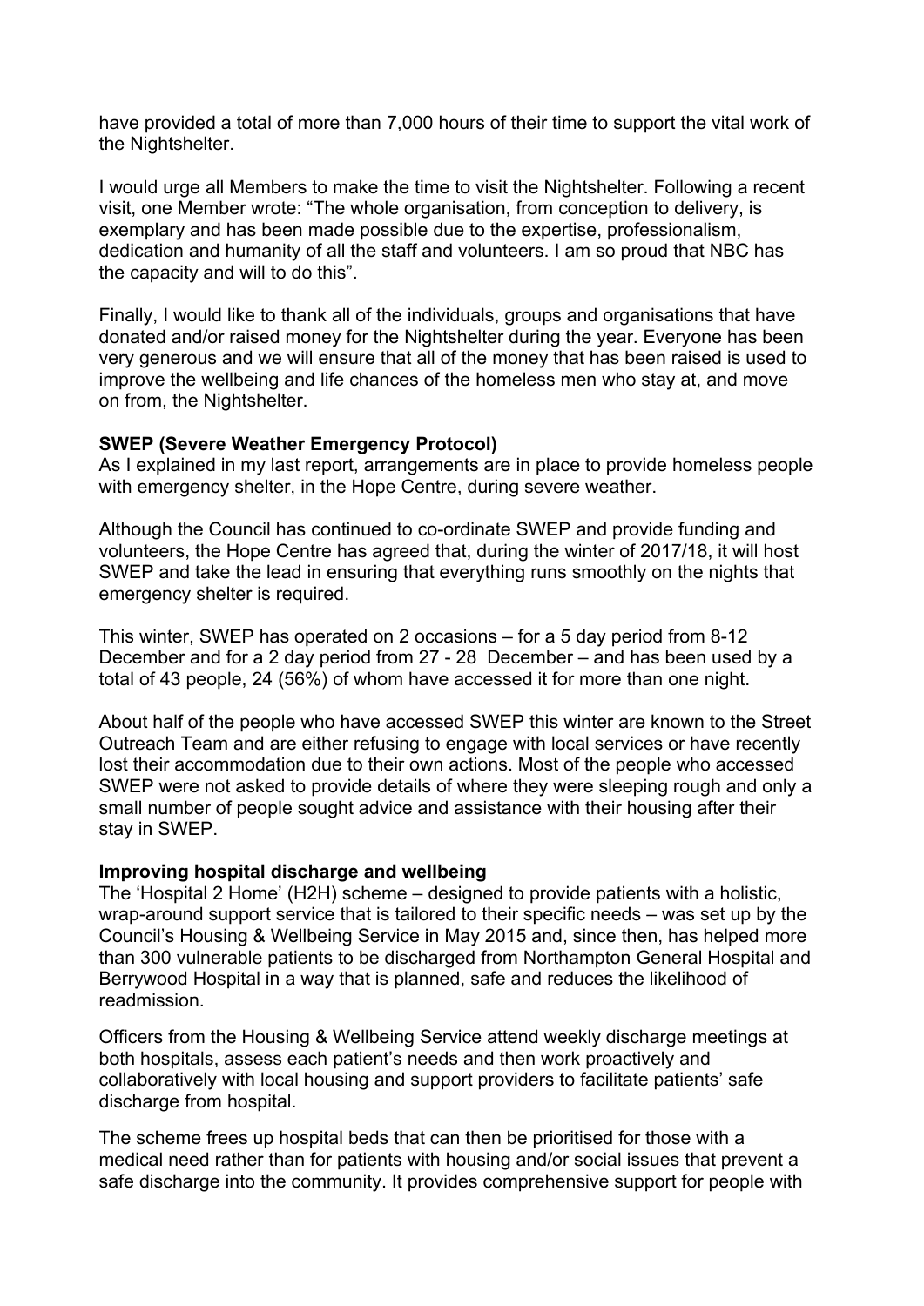have provided a total of more than 7,000 hours of their time to support the vital work of the Nightshelter.

I would urge all Members to make the time to visit the Nightshelter. Following a recent visit, one Member wrote: "The whole organisation, from conception to delivery, is exemplary and has been made possible due to the expertise, professionalism, dedication and humanity of all the staff and volunteers. I am so proud that NBC has the capacity and will to do this".

Finally, I would like to thank all of the individuals, groups and organisations that have donated and/or raised money for the Nightshelter during the year. Everyone has been very generous and we will ensure that all of the money that has been raised is used to improve the wellbeing and life chances of the homeless men who stay at, and move on from, the Nightshelter.

**SWEP (Severe Weather Emergency Protocol)**
As I explained in my last report, arrangements are in place to provide homeless people with emergency shelter, in the Hope Centre, during severe weather.

Although the Council has continued to co-ordinate SWEP and provide funding and volunteers, the Hope Centre has agreed that, during the winter of 2017/18, it will host SWEP and take the lead in ensuring that everything runs smoothly on the nights that emergency shelter is required.

This winter, SWEP has operated on 2 occasions – for a 5 day period from 8-12 December and for a 2 day period from 27 - 28 December – and has been used by a total of 43 people, 24 (56%) of whom have accessed it for more than one night.

About half of the people who have accessed SWEP this winter are known to the Street Outreach Team and are either refusing to engage with local services or have recently lost their accommodation due to their own actions. Most of the people who accessed SWEP were not asked to provide details of where they were sleeping rough and only a small number of people sought advice and assistance with their housing after their stay in SWEP.

**Improving hospital discharge and wellbeing**
The 'Hospital 2 Home' (H2H) scheme – designed to provide patients with a holistic, wrap-around support service that is tailored to their specific needs – was set up by the Council's Housing & Wellbeing Service in May 2015 and, since then, has helped more than 300 vulnerable patients to be discharged from Northampton General Hospital and Berrywood Hospital in a way that is planned, safe and reduces the likelihood of readmission.

Officers from the Housing & Wellbeing Service attend weekly discharge meetings at both hospitals, assess each patient's needs and then work proactively and collaboratively with local housing and support providers to facilitate patients' safe discharge from hospital.

The scheme frees up hospital beds that can then be prioritised for those with a medical need rather than for patients with housing and/or social issues that prevent a safe discharge into the community. It provides comprehensive support for people with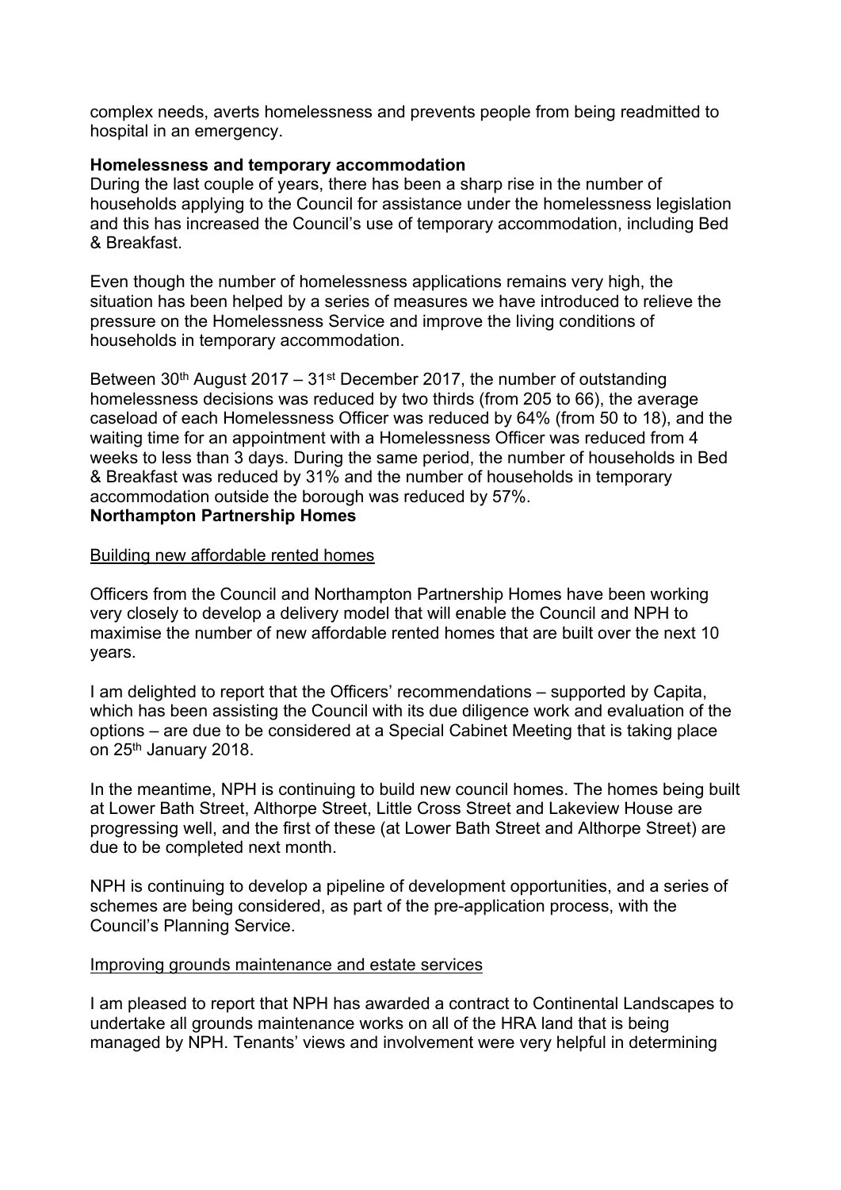complex needs, averts homelessness and prevents people from being readmitted to hospital in an emergency.

**Homelessness and temporary accommodation**

During the last couple of years, there has been a sharp rise in the number of households applying to the Council for assistance under the homelessness legislation and this has increased the Council's use of temporary accommodation, including Bed & Breakfast.

Even though the number of homelessness applications remains very high, the situation has been helped by a series of measures we have introduced to relieve the pressure on the Homelessness Service and improve the living conditions of households in temporary accommodation.

Between 30th August 2017 – 31st December 2017, the number of outstanding homelessness decisions was reduced by two thirds (from 205 to 66), the average caseload of each Homelessness Officer was reduced by 64% (from 50 to 18), and the waiting time for an appointment with a Homelessness Officer was reduced from 4 weeks to less than 3 days. During the same period, the number of households in Bed & Breakfast was reduced by 31% and the number of households in temporary accommodation outside the borough was reduced by 57%.

**Northampton Partnership Homes**

Building new affordable rented homes

Officers from the Council and Northampton Partnership Homes have been working very closely to develop a delivery model that will enable the Council and NPH to maximise the number of new affordable rented homes that are built over the next 10 years.

I am delighted to report that the Officers' recommendations – supported by Capita, which has been assisting the Council with its due diligence work and evaluation of the options – are due to be considered at a Special Cabinet Meeting that is taking place on 25th January 2018.

In the meantime, NPH is continuing to build new council homes. The homes being built at Lower Bath Street, Althorpe Street, Little Cross Street and Lakeview House are progressing well, and the first of these (at Lower Bath Street and Althorpe Street) are due to be completed next month.

NPH is continuing to develop a pipeline of development opportunities, and a series of schemes are being considered, as part of the pre-application process, with the Council's Planning Service.

Improving grounds maintenance and estate services

I am pleased to report that NPH has awarded a contract to Continental Landscapes to undertake all grounds maintenance works on all of the HRA land that is being managed by NPH. Tenants' views and involvement were very helpful in determining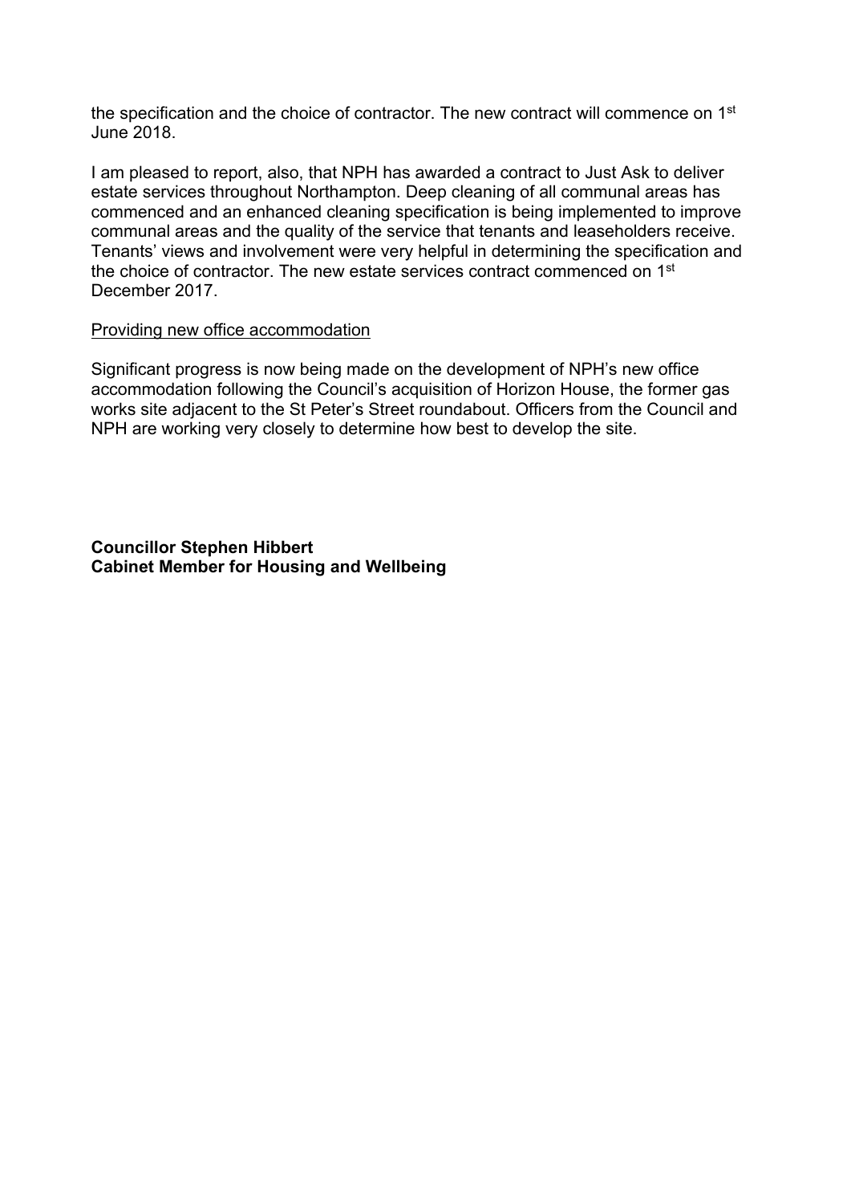the specification and the choice of contractor. The new contract will commence on 1st June 2018.

I am pleased to report, also, that NPH has awarded a contract to Just Ask to deliver estate services throughout Northampton. Deep cleaning of all communal areas has commenced and an enhanced cleaning specification is being implemented to improve communal areas and the quality of the service that tenants and leaseholders receive. Tenants' views and involvement were very helpful in determining the specification and the choice of contractor. The new estate services contract commenced on 1st December 2017.

<u>Providing new office accommodation</u>

Significant progress is now being made on the development of NPH's new office accommodation following the Council's acquisition of Horizon House, the former gas works site adjacent to the St Peter's Street roundabout. Officers from the Council and NPH are working very closely to determine how best to develop the site.

**Councillor Stephen Hibbert**
**Cabinet Member for Housing and Wellbeing**